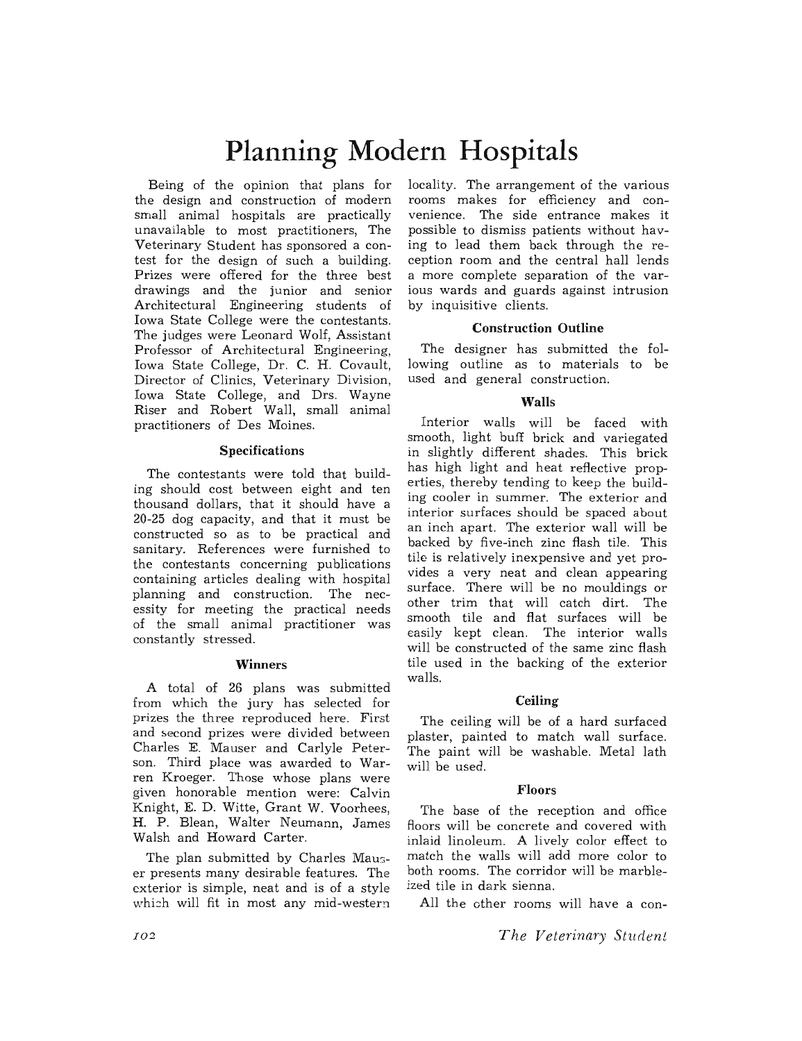# Planning Modern Hospitals

Being of the opinion that plans for the design and construction of modern small animal hospitals are practically unavailable to most practitioners, The Veterinary Student has sponsored a contest for the design of such a building. Prizes were offered for the three best drawings and the junior and senior Architectural Engineering students of Iowa State College were the contestants. The judges were Leonard Wolf, Assistant Professor of Architectural Engineering, Iowa State College, Dr. C. H. Covault, Director of Clinics, Veterinary Division, Iowa State College, and Drs. Wayne Riser and Robert Wall, small animal practitioners of Des Moines.

### Specifications

The contestants were told that building should cost between eight and ten thousand dollars, that it should have a 20-25 dog capacity, and that it must be constructed so as to be practical and sanitary. References were furnished to the contestants concerning publications containing articles dealing with hospital planning and construction. The necessity for meeting the practical needs of the small animal practitioner was constantly stressed.

### Winners

A total of 26 plans was submitted from which the jury has selected for prizes the three reproduced here. First and second prizes were divided between Charles E. Mauser and Carlyle Peterson. Third place was awarded to Warren Kroeger. Those whose plans were given honorable mention were: Calvin Knight, E. D. Witte, Grant W. Voorhees, H. P. Blean, Walter Neumann, James Walsh and Howard Carter.

The plan submitted by Charles Mauser presents many desirable features. The exterior is simple, neat and is of a style which will fit in most any mid-western locality. The arrangement of the various rooms makes for efficiency and convenience. The side entrance makes it possible to dismiss patients without having to lead them back through the reception room and the central hall lends a more complete separation of the various wards and guards against intrusion by inquisitive clients.

### Construction Outline

The designer has submitted the following outline as to materials to be used and general construction.

### Walls

Interior walls will be faced with smooth, light buff brick and variegated in slightly different shades. This brick has high light and heat reflective properties, thereby tending to keep the building cooler in summer. The exterior and interior surfaces should be spaced about an inch apart. The exterior wall will be backed by five-inch zinc flash tile. This tile is relatively inexpensive and yet provides a very neat and clean appearing surface. There will be no mouldings or other trim that will catch dirt. The smooth tile and flat surfaces will be easily kept clean. The interior walls will be constructed of the same zinc flash tile used in the backing of the exterior walls.

### Ceiling

The ceiling will be of a hard surfaced plaster, painted to match wall surface. The paint will be washable. Metal lath will be used.

### Floors

The base of the reception and office floors will be concrete and covered with inlaid linoleum. A lively color effect to match the walls will add more color to both rooms. The corridor will be marbleized tile in dark sienna.

All the other rooms will have a con-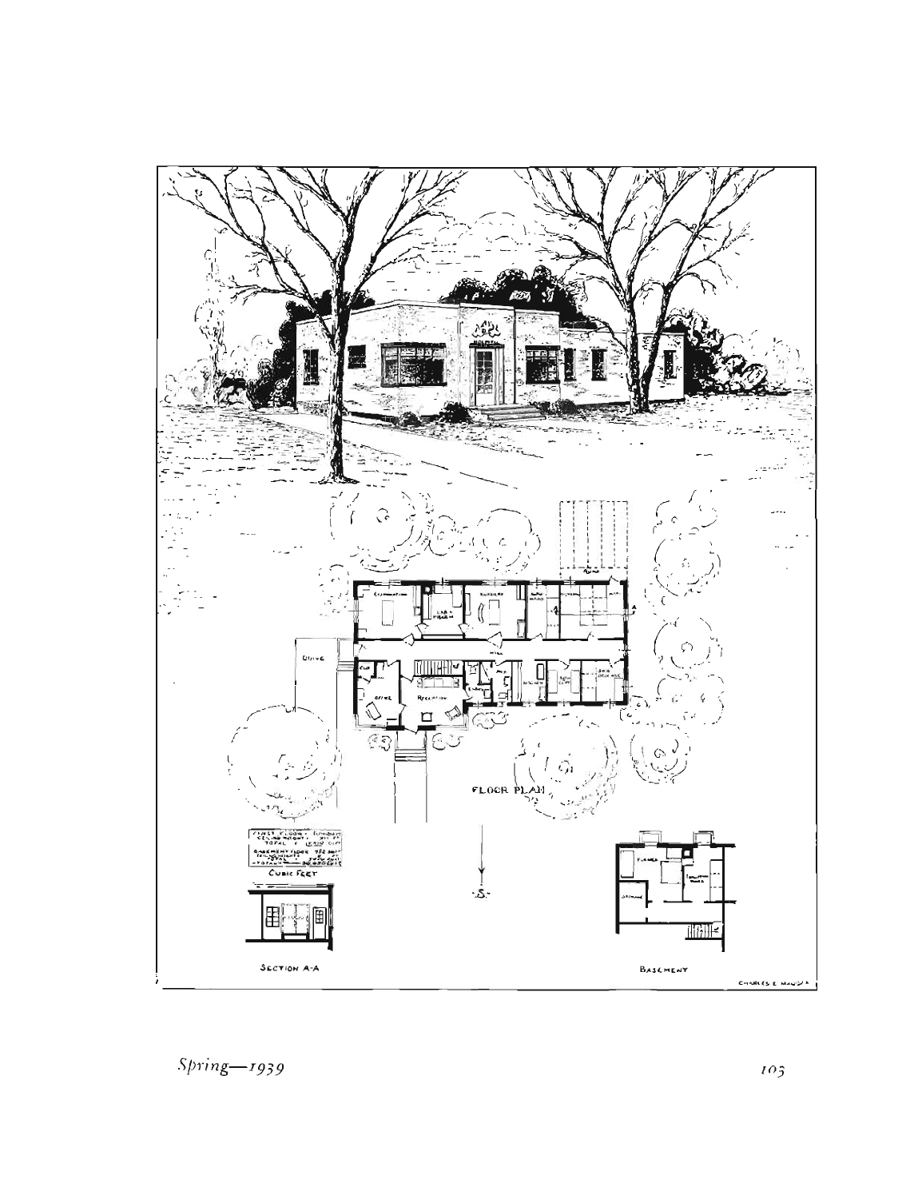FLOOR PLAN

CUBIC FEET

SECTION A-A

BASEMENT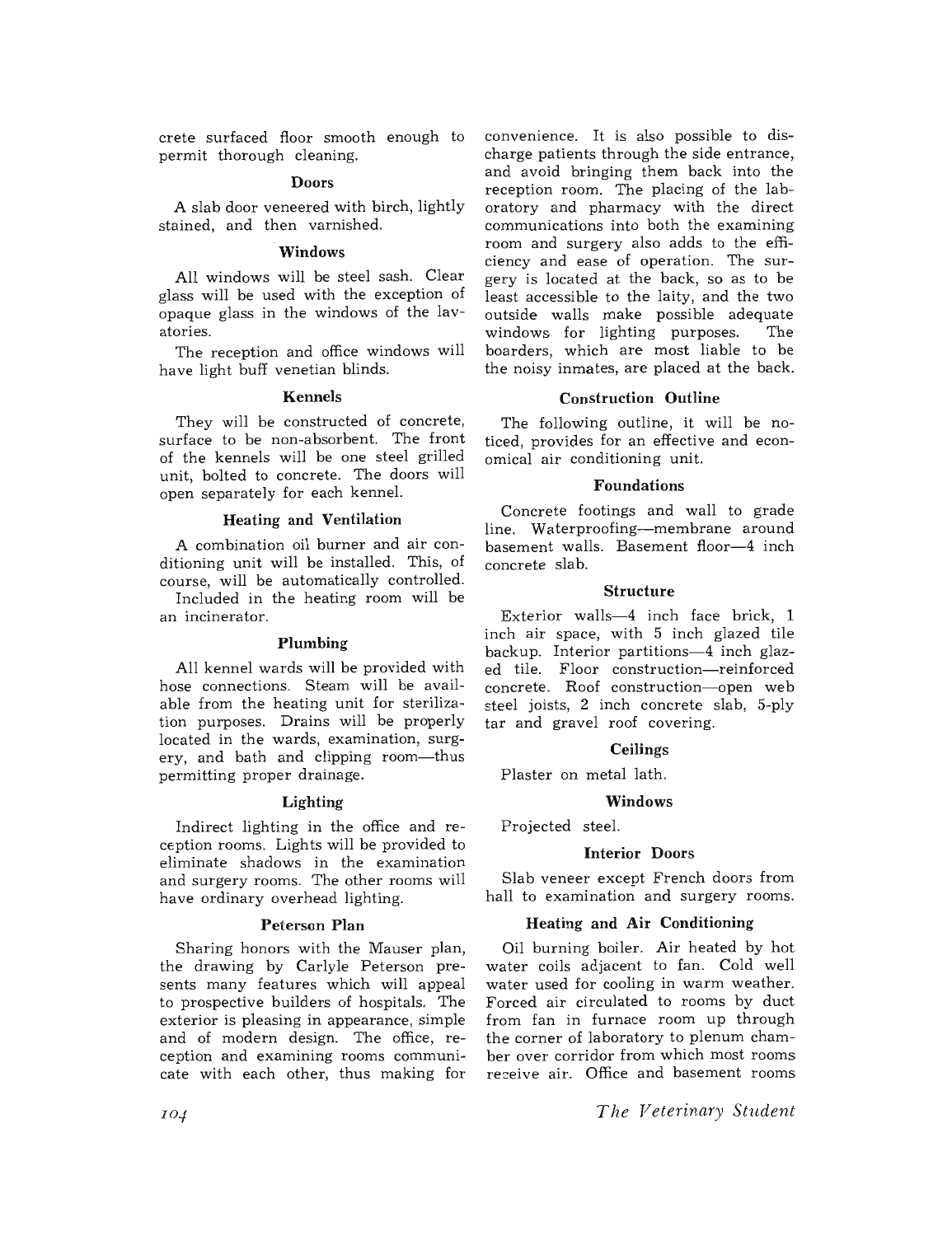crete surfaced floor smooth enough to permit thorough cleaning.

### Doors

A slab door veneered with birch, lightly stained, and then varnished.

### Windows

All windows will be steel sash. Clear glass will be used with the exception of opaque glass in the windows of the lavatories.

The reception and office windows will have light buff venetian blinds.

### Kennels

They will be constructed of concrete, surface to be non-absorbent. The front of the kennels will be one steel grilled unit, bolted to concrete. The doors will open separately for each kennel.

### Heating and Ventilation

A combination oil burner and air conditioning unit will be installed. This, of course, will be automatically controlled.

Included in the heating room will be an incinerator.

### Plumbing

All kennel wards will be provided with hose connections. Steam will be available from the heating unit for sterilization purposes. Drains will be properly located in the wards, examination, surgery, and bath and clipping room—thus permitting proper drainage.

### Lighting

Indirect lighting in the office and reception rooms. Lights will be provided to eliminate shadows in the examination and surgery rooms. The other rooms will have ordinary overhead lighting.

### Peterson Plan

Sharing honors with the Mauser plan, the drawing by Carlyle Peterson presents many features which will appeal to prospective builders of hospitals. The exterior is pleasing in appearance, simple and of modern design. The office, reception and examining rooms communicate with each other, thus making for convenience. It is also possible to discharge patients through the side entrance, and avoid bringing them back into the reception room. The placing of the laboratory and pharmacy with the direct communications into both the examining room and surgery also adds to the efficiency and ease of operation. The surgery is located at the back, so as to be least accessible to the laity, and the two outside walls make possible adequate windows for lighting purposes. The boarders, which are most liable to be the noisy inmates, are placed at the back.

### Construction Outline

The following outline, it will be noticed, provides for an effective and economical air conditioning unit.

### Foundations

Concrete footings and wall to grade line. Waterproofing—membrane around basement walls. Basement floor—4 inch concrete slab.

### Structure

Exterior walls—4 inch face brick, 1 inch air space, with 5 inch glazed tile backup. Interior partitions—4 inch glazed tile. Floor construction—reinforced concrete. Roof construction—open web steel joists, 2 inch concrete slab, 5-ply tar and gravel roof covering.

### Ceilings

Plaster on metal lath.

### Windows

Projected steel.

### Interior Doors

Slab veneer except French doors from hall to examination and surgery rooms.

### Heating and Air Conditioning

Oil burning boiler. Air heated by hot water coils adjacent to fan. Cold well water used for cooling in warm weather. Forced air circulated to rooms by duct from fan in furnace room up through the corner of laboratory to plenum chamber over corridor from which most rooms receive air. Office and basement rooms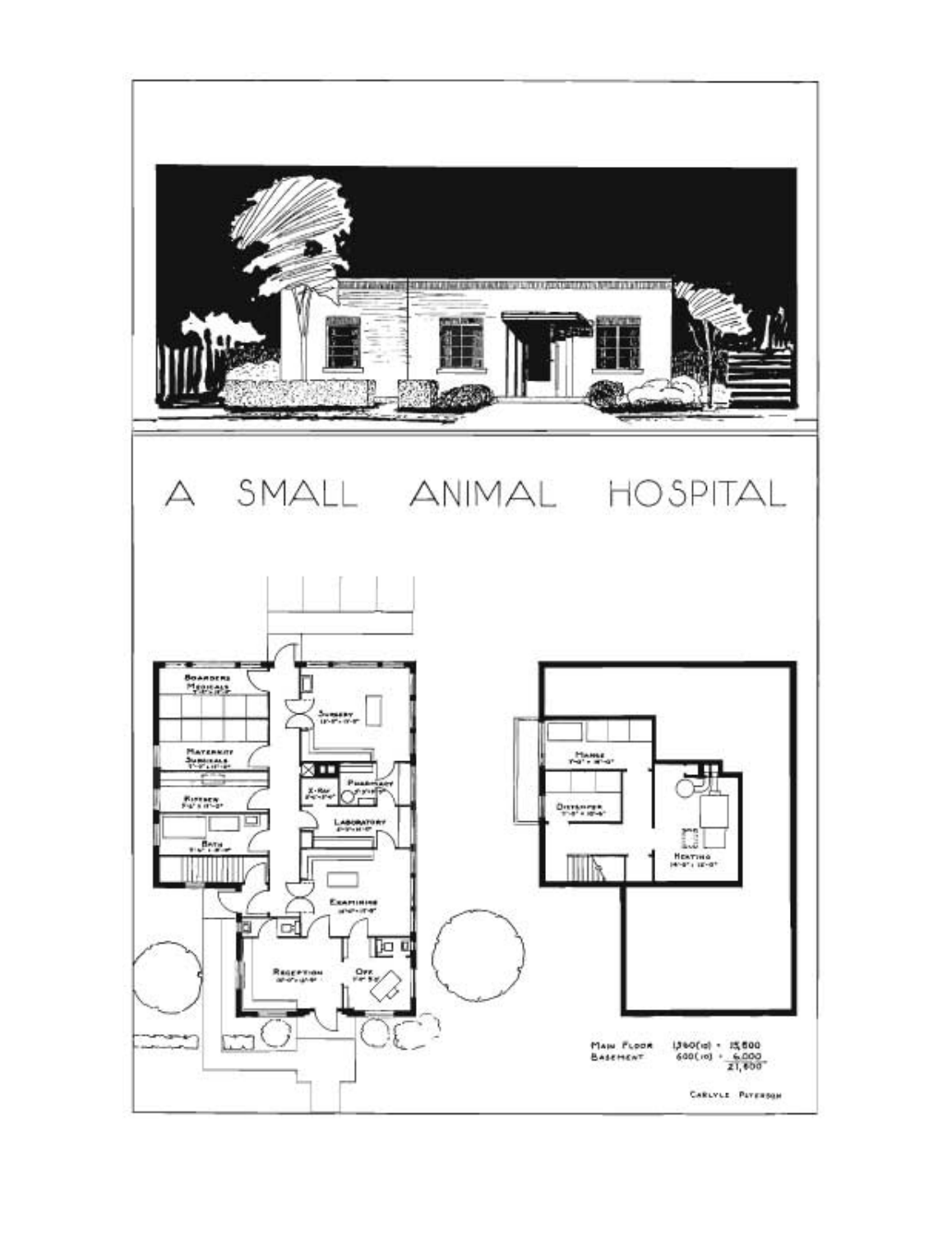# A SMALL ANIMAL HOSPITAL

Main Floor 1,560(10) = 15,600
Basement 600(10) = 6,000
21,600

Carlyle Peterson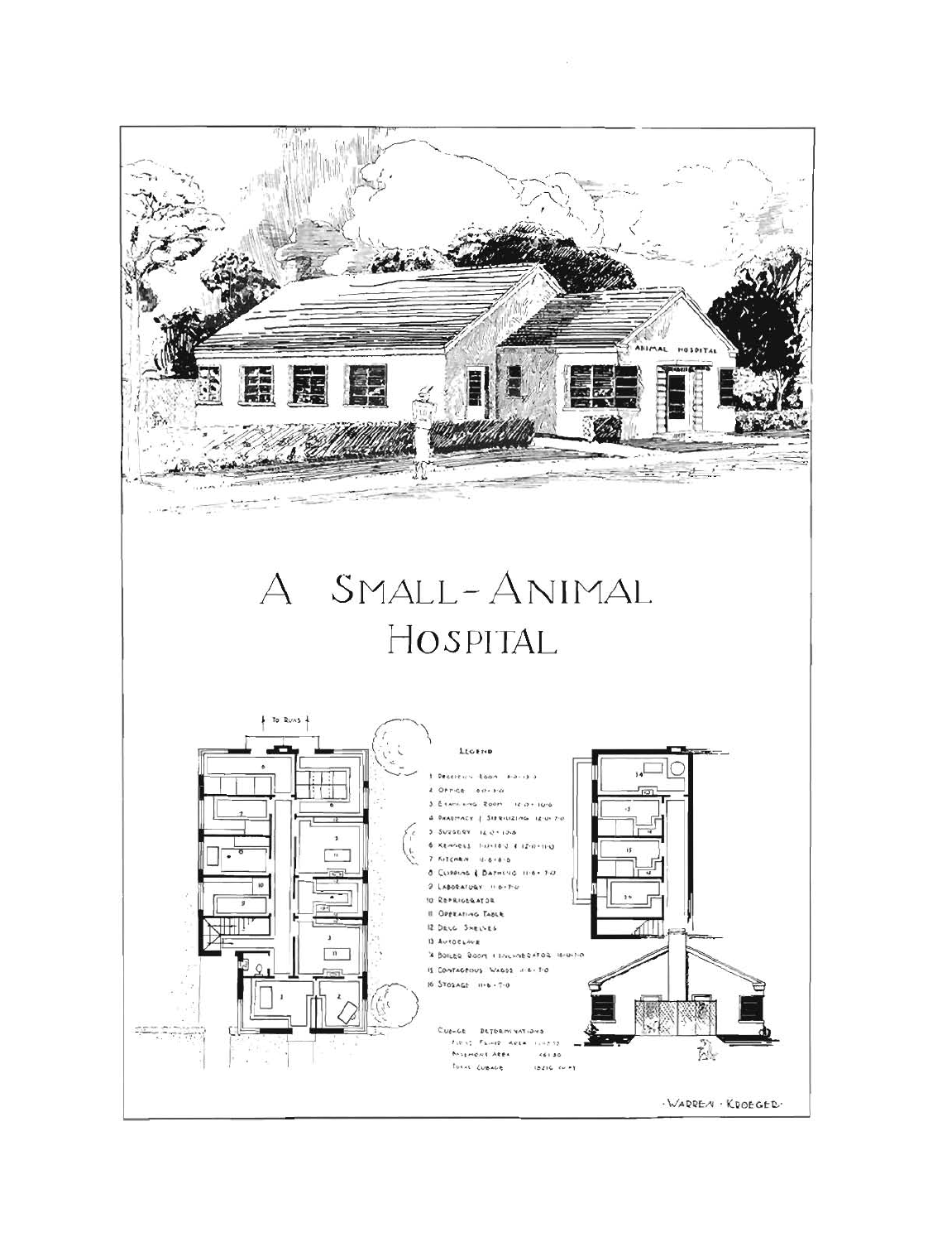# A Small-Animal Hospital

**Legend**

1. Reception Room 8-0 × 13-0
2. Office 8-0 × 9-0
3. Examining Room 12-0 × 10-6
4. Pharmacy & Sterilizing 12-0 × 7-0
5. Surgery 12-0 × 13-6
6. Kennels 11-0 × 18-0 & 12-0 × 11-0
7. Kitchen 11-6 × 8-6
8. Clipping & Bathing 11-6 × 7-0
9. Laboratory 11-6 × 7-0
10. Refrigerator
11. Operating Table
12. Drug Shelves
13. Autoclave
14. Boiler Room & Incinerator 18-0 × 7-0
15. Contagious Wards 11-6 × 7-0
16. Storage 11-6 × 7-0

Cubage Determinations

First Floor Area 1,142.72

Basement Area 461.30

Total Cubage 18,216 cu. ft.

To Runs

Animal Hospital

Warren Kroeger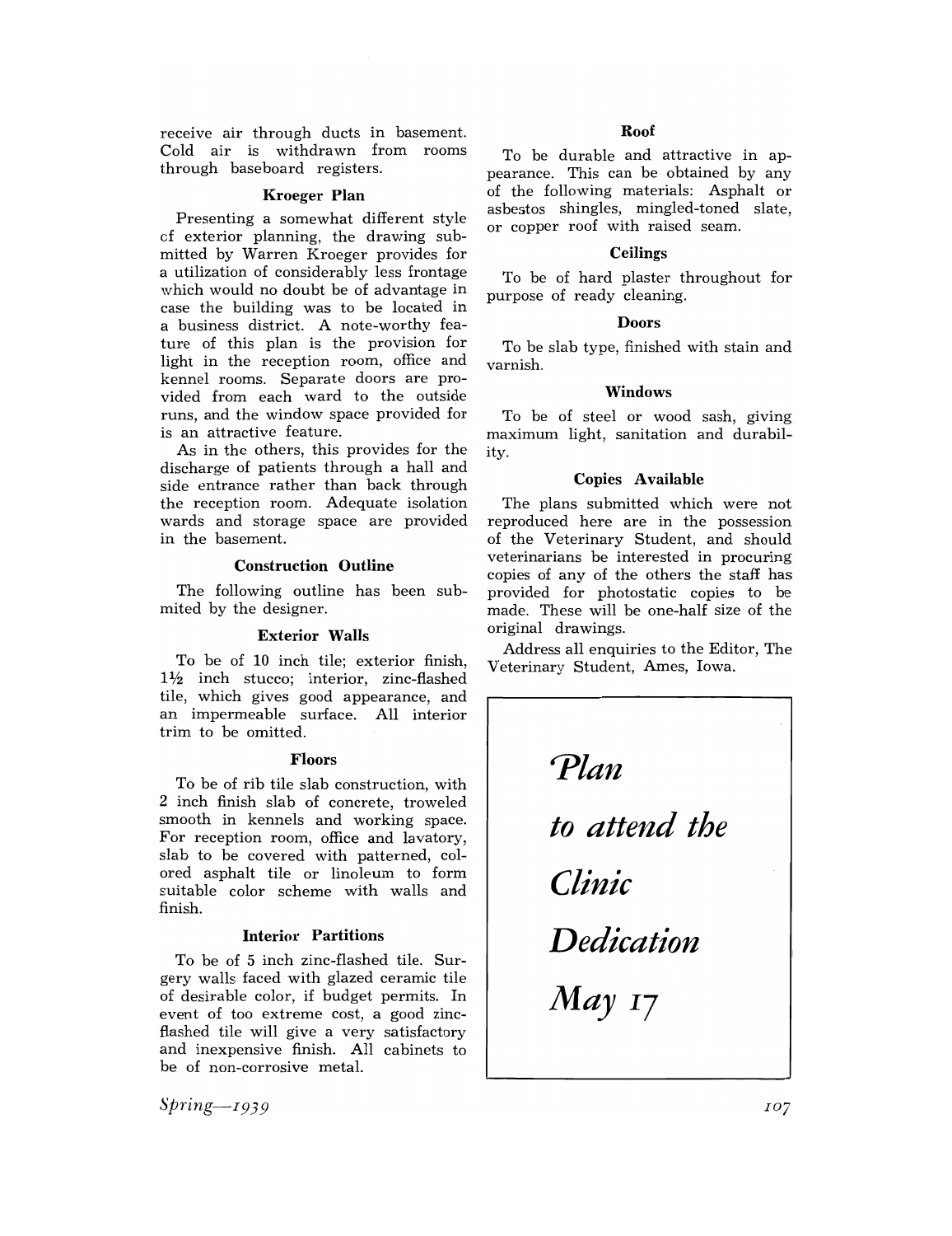receive air through ducts in basement. Cold air is withdrawn from rooms through baseboard registers.

### Kroeger Plan

Presenting a somewhat different style of exterior planning, the drawing submitted by Warren Kroeger provides for a utilization of considerably less frontage which would no doubt be of advantage in case the building was to be located in a business district. A note-worthy feature of this plan is the provision for light in the reception room, office and kennel rooms. Separate doors are provided from each ward to the outside runs, and the window space provided for is an attractive feature.

As in the others, this provides for the discharge of patients through a hall and side entrance rather than back through the reception room. Adequate isolation wards and storage space are provided in the basement.

### Construction Outline

The following outline has been submited by the designer.

### Exterior Walls

To be of 10 inch tile; exterior finish, 1½ inch stucco; interior, zinc-flashed tile, which gives good appearance, and an impermeable surface. All interior trim to be omitted.

### Floors

To be of rib tile slab construction, with 2 inch finish slab of concrete, troweled smooth in kennels and working space. For reception room, office and lavatory, slab to be covered with patterned, colored asphalt tile or linoleum to form suitable color scheme with walls and finish.

### Interior Partitions

To be of 5 inch zinc-flashed tile. Surgery walls faced with glazed ceramic tile of desirable color, if budget permits. In event of too extreme cost, a good zinc-flashed tile will give a very satisfactory and inexpensive finish. All cabinets to be of non-corrosive metal.

### Roof

To be durable and attractive in appearance. This can be obtained by any of the following materials: Asphalt or asbestos shingles, mingled-toned slate, or copper roof with raised seam.

### Ceilings

To be of hard plaster throughout for purpose of ready cleaning.

### Doors

To be slab type, finished with stain and varnish.

### Windows

To be of steel or wood sash, giving maximum light, sanitation and durability.

### Copies Available

The plans submitted which were not reproduced here are in the possession of the Veterinary Student, and should veterinarians be interested in procuring copies of any of the others the staff has provided for photostatic copies to be made. These will be one-half size of the original drawings.

Address all enquiries to the Editor, The Veterinary Student, Ames, Iowa.

*Plan*

*to attend the*

*Clinic*

*Dedication*

*May 17*